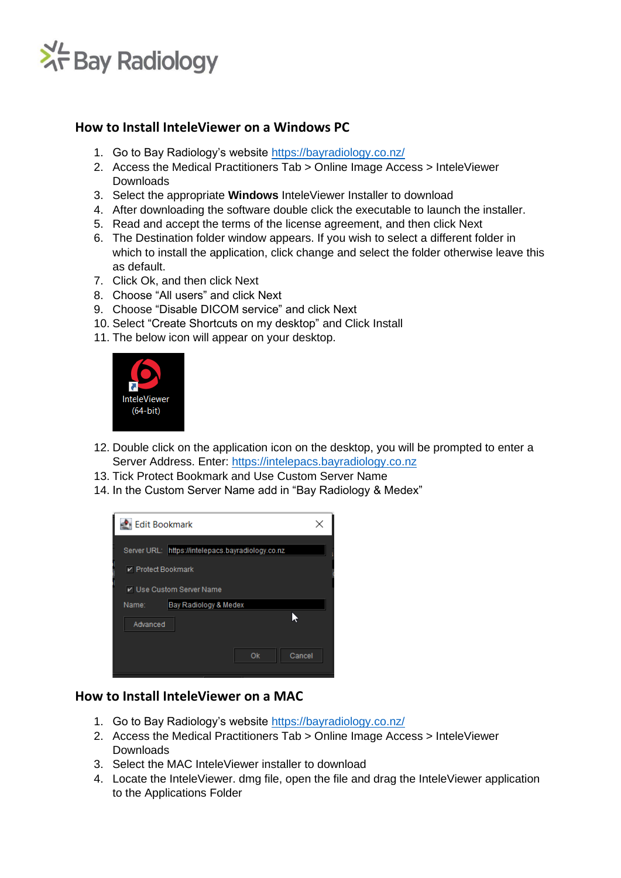# How to Install InteleViewer on a Windows PC

1. Go to Bay Radiology's website https://bayradiology.co.nz/
2. Access the Medical Practitioners Tab > Online Image Access > InteleViewer Downloads
3. Select the appropriate **Windows** InteleViewer Installer to download
4. After downloading the software double click the executable to launch the installer.
5. Read and accept the terms of the license agreement, and then click Next
6. The Destination folder window appears. If you wish to select a different folder in which to install the application, click change and select the folder otherwise leave this as default.
7. Click Ok, and then click Next
8. Choose "All users" and click Next
9. Choose "Disable DICOM service" and click Next
10. Select "Create Shortcuts on my desktop" and Click Install
11. The below icon will appear on your desktop.
12. Double click on the application icon on the desktop, you will be prompted to enter a Server Address. Enter: https://intelepacs.bayradiology.co.nz
13. Tick Protect Bookmark and Use Custom Server Name
14. In the Custom Server Name add in "Bay Radiology & Medex"

# How to Install InteleViewer on a MAC

1. Go to Bay Radiology's website https://bayradiology.co.nz/
2. Access the Medical Practitioners Tab > Online Image Access > InteleViewer Downloads
3. Select the MAC InteleViewer installer to download
4. Locate the InteleViewer. dmg file, open the file and drag the InteleViewer application to the Applications Folder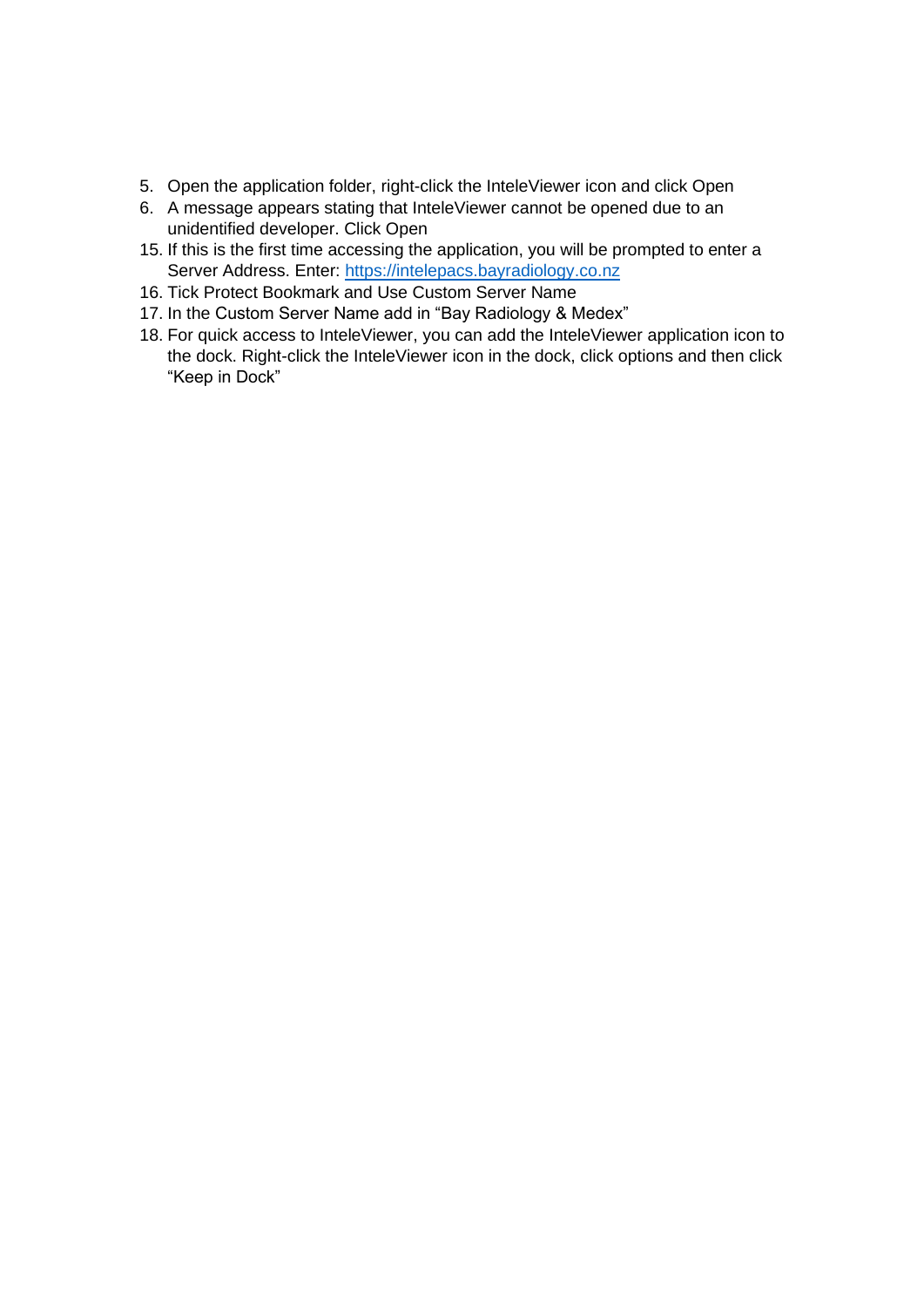5. Open the application folder, right-click the InteleViewer icon and click Open
6. A message appears stating that InteleViewer cannot be opened due to an unidentified developer. Click Open
15. If this is the first time accessing the application, you will be prompted to enter a Server Address. Enter: [https://intelepacs.bayradiology.co.nz](https://intelepacs.bayradiology.co.nz)
16. Tick Protect Bookmark and Use Custom Server Name
17. In the Custom Server Name add in “Bay Radiology & Medex”
18. For quick access to InteleViewer, you can add the InteleViewer application icon to the dock. Right-click the InteleViewer icon in the dock, click options and then click “Keep in Dock”